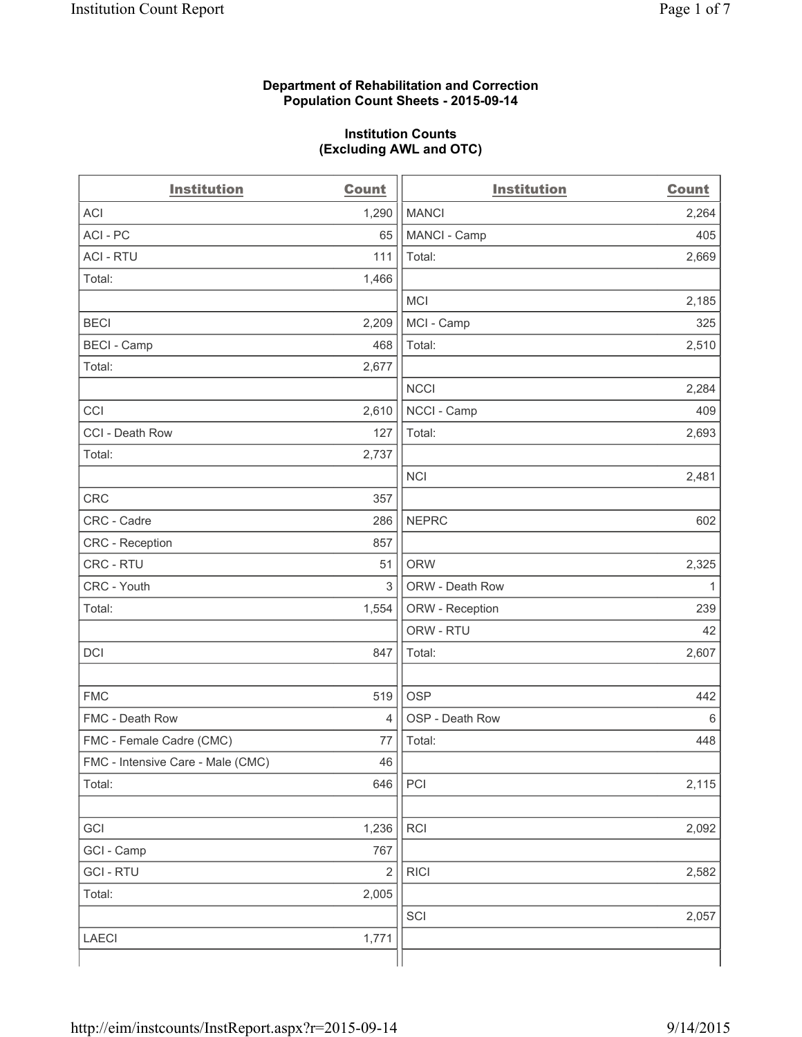**Department of Rehabilitation and Correction**
**Population Count Sheets - 2015-09-14**

**Institution Counts**
**(Excluding AWL and OTC)**

| Institution | Count |
|---|---|
| ACI | 1,290 |
| ACI - PC | 65 |
| ACI - RTU | 111 |
| Total: | 1,466 |
| | |
| BECI | 2,209 |
| BECI - Camp | 468 |
| Total: | 2,677 |
| | |
| CCI | 2,610 |
| CCI - Death Row | 127 |
| Total: | 2,737 |
| | |
| CRC | 357 |
| CRC - Cadre | 286 |
| CRC - Reception | 857 |
| CRC - RTU | 51 |
| CRC - Youth | 3 |
| Total: | 1,554 |
| | |
| DCI | 847 |
| | |
| FMC | 519 |
| FMC - Death Row | 4 |
| FMC - Female Cadre (CMC) | 77 |
| FMC - Intensive Care - Male (CMC) | 46 |
| Total: | 646 |
| | |
| GCI | 1,236 |
| GCI - Camp | 767 |
| GCI - RTU | 2 |
| Total: | 2,005 |
| | |
| LAECI | 1,771 |
| | |
| MANCI | 2,264 |
| MANCI - Camp | 405 |
| Total: | 2,669 |
| | |
| MCI | 2,185 |
| MCI - Camp | 325 |
| Total: | 2,510 |
| | |
| NCCI | 2,284 |
| NCCI - Camp | 409 |
| Total: | 2,693 |
| | |
| NCI | 2,481 |
| | |
| NEPRC | 602 |
| | |
| ORW | 2,325 |
| ORW - Death Row | 1 |
| ORW - Reception | 239 |
| ORW - RTU | 42 |
| Total: | 2,607 |
| | |
| OSP | 442 |
| OSP - Death Row | 6 |
| Total: | 448 |
| | |
| PCI | 2,115 |
| | |
| RCI | 2,092 |
| | |
| RICI | 2,582 |
| | |
| SCI | 2,057 |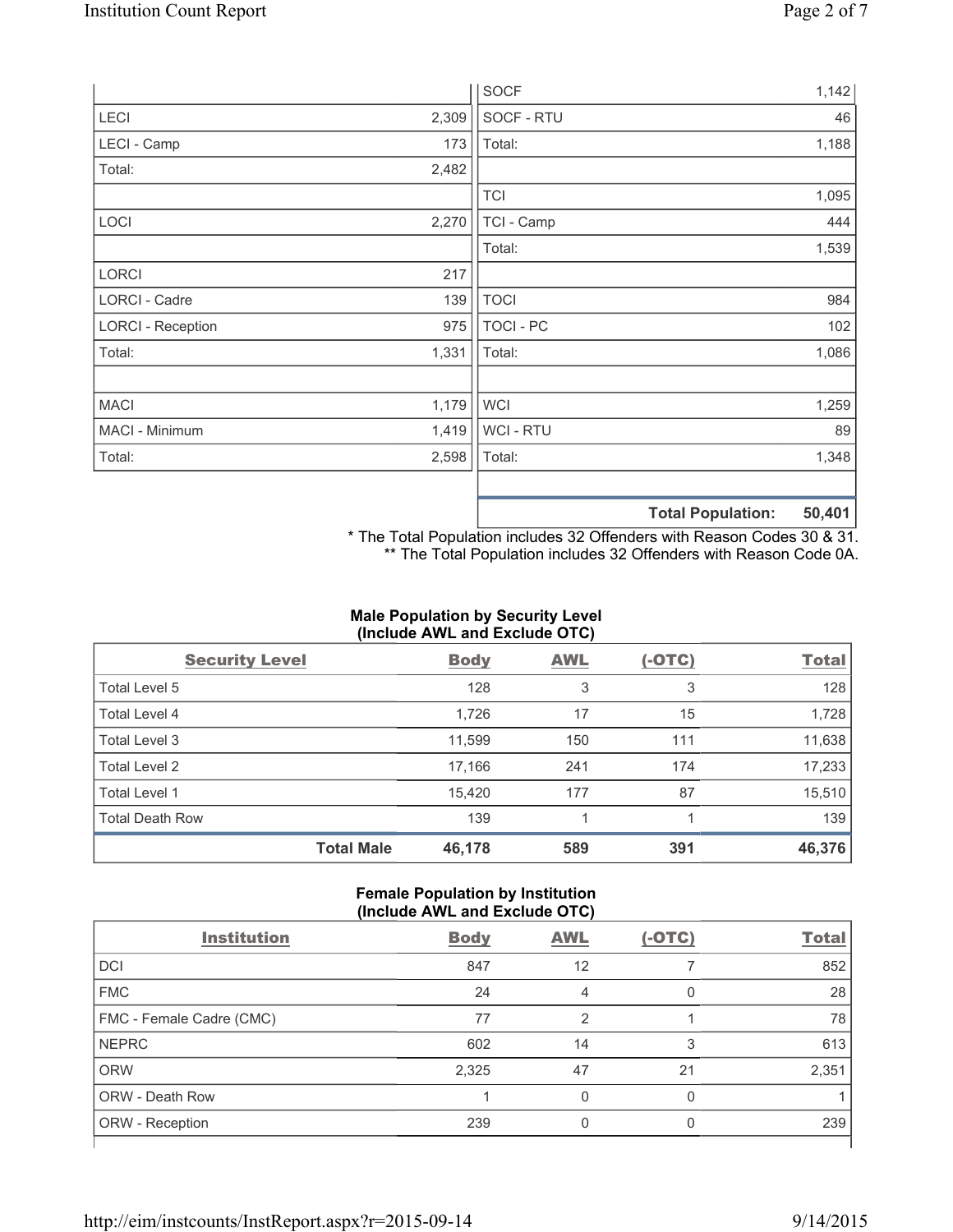| | | | |
|---|---|---|---|
| | | SOCF | 1,142 |
| LECI | 2,309 | SOCF - RTU | 46 |
| LECI - Camp | 173 | Total: | 1,188 |
| Total: | 2,482 | | |
| | | TCI | 1,095 |
| LOCI | 2,270 | TCI - Camp | 444 |
| | | Total: | 1,539 |
| LORCI | 217 | | |
| LORCI - Cadre | 139 | TOCI | 984 |
| LORCI - Reception | 975 | TOCI - PC | 102 |
| Total: | 1,331 | Total: | 1,086 |
| | | | |
| MACI | 1,179 | WCI | 1,259 |
| MACI - Minimum | 1,419 | WCI - RTU | 89 |
| Total: | 2,598 | Total: | 1,348 |
| | | | |
| | | **Total Population:** | **50,401** |

\* The Total Population includes 32 Offenders with Reason Codes 30 & 31.
** The Total Population includes 32 Offenders with Reason Code 0A.

### Male Population by Security Level (Include AWL and Exclude OTC)

| Security Level | Body | AWL | (-OTC) | Total |
|---|---|---|---|---|
| Total Level 5 | 128 | 3 | 3 | 128 |
| Total Level 4 | 1,726 | 17 | 15 | 1,728 |
| Total Level 3 | 11,599 | 150 | 111 | 11,638 |
| Total Level 2 | 17,166 | 241 | 174 | 17,233 |
| Total Level 1 | 15,420 | 177 | 87 | 15,510 |
| Total Death Row | 139 | 1 | 1 | 139 |
| **Total Male** | **46,178** | **589** | **391** | **46,376** |

### Female Population by Institution (Include AWL and Exclude OTC)

| Institution | Body | AWL | (-OTC) | Total |
|---|---|---|---|---|
| DCI | 847 | 12 | 7 | 852 |
| FMC | 24 | 4 | 0 | 28 |
| FMC - Female Cadre (CMC) | 77 | 2 | 1 | 78 |
| NEPRC | 602 | 14 | 3 | 613 |
| ORW | 2,325 | 47 | 21 | 2,351 |
| ORW - Death Row | 1 | 0 | 0 | 1 |
| ORW - Reception | 239 | 0 | 0 | 239 |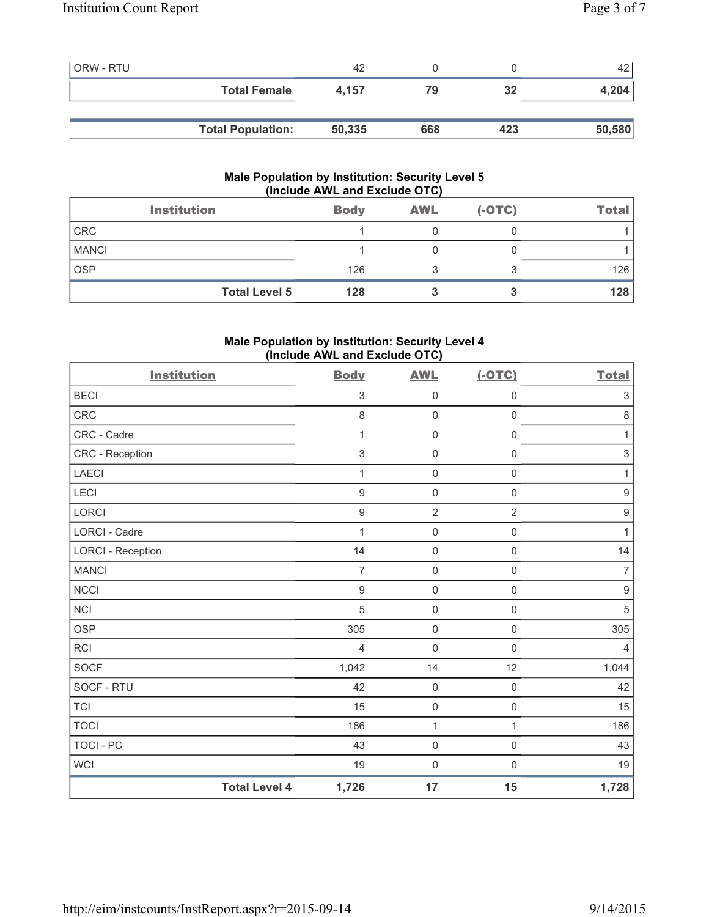| | | | | |
|---|---|---|---|---|
| ORW - RTU | 42 | 0 | 0 | 42 |
| **Total Female** | **4,157** | **79** | **32** | **4,204** |

| | | | | |
|---|---|---|---|---|
| **Total Population:** | **50,335** | **668** | **423** | **50,580** |

### Male Population by Institution: Security Level 5 (Include AWL and Exclude OTC)

| Institution | Body | AWL | (-OTC) | Total |
|---|---|---|---|---|
| CRC | 1 | 0 | 0 | 1 |
| MANCI | 1 | 0 | 0 | 1 |
| OSP | 126 | 3 | 3 | 126 |
| **Total Level 5** | **128** | **3** | **3** | **128** |

### Male Population by Institution: Security Level 4 (Include AWL and Exclude OTC)

| Institution | Body | AWL | (-OTC) | Total |
|---|---|---|---|---|
| BECI | 3 | 0 | 0 | 3 |
| CRC | 8 | 0 | 0 | 8 |
| CRC - Cadre | 1 | 0 | 0 | 1 |
| CRC - Reception | 3 | 0 | 0 | 3 |
| LAECI | 1 | 0 | 0 | 1 |
| LECI | 9 | 0 | 0 | 9 |
| LORCI | 9 | 2 | 2 | 9 |
| LORCI - Cadre | 1 | 0 | 0 | 1 |
| LORCI - Reception | 14 | 0 | 0 | 14 |
| MANCI | 7 | 0 | 0 | 7 |
| NCCI | 9 | 0 | 0 | 9 |
| NCI | 5 | 0 | 0 | 5 |
| OSP | 305 | 0 | 0 | 305 |
| RCI | 4 | 0 | 0 | 4 |
| SOCF | 1,042 | 14 | 12 | 1,044 |
| SOCF - RTU | 42 | 0 | 0 | 42 |
| TCI | 15 | 0 | 0 | 15 |
| TOCI | 186 | 1 | 1 | 186 |
| TOCI - PC | 43 | 0 | 0 | 43 |
| WCI | 19 | 0 | 0 | 19 |
| **Total Level 4** | **1,726** | **17** | **15** | **1,728** |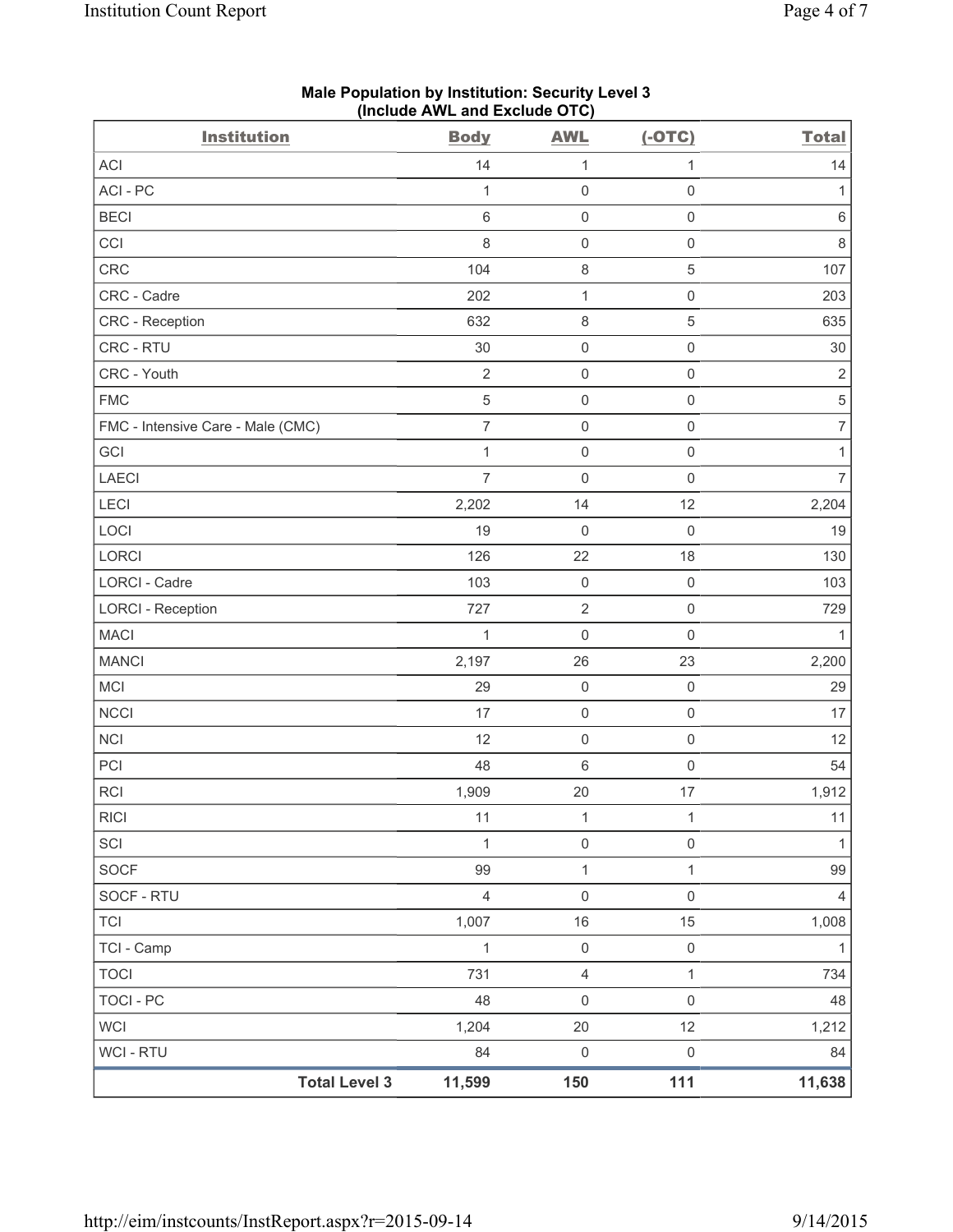## Male Population by Institution: Security Level 3
### (Include AWL and Exclude OTC)

| Institution | Body | AWL | (-OTC) | Total |
|---|---|---|---|---|
| ACI | 14 | 1 | 1 | 14 |
| ACI - PC | 1 | 0 | 0 | 1 |
| BECI | 6 | 0 | 0 | 6 |
| CCI | 8 | 0 | 0 | 8 |
| CRC | 104 | 8 | 5 | 107 |
| CRC - Cadre | 202 | 1 | 0 | 203 |
| CRC - Reception | 632 | 8 | 5 | 635 |
| CRC - RTU | 30 | 0 | 0 | 30 |
| CRC - Youth | 2 | 0 | 0 | 2 |
| FMC | 5 | 0 | 0 | 5 |
| FMC - Intensive Care - Male (CMC) | 7 | 0 | 0 | 7 |
| GCI | 1 | 0 | 0 | 1 |
| LAECI | 7 | 0 | 0 | 7 |
| LECI | 2,202 | 14 | 12 | 2,204 |
| LOCI | 19 | 0 | 0 | 19 |
| LORCI | 126 | 22 | 18 | 130 |
| LORCI - Cadre | 103 | 0 | 0 | 103 |
| LORCI - Reception | 727 | 2 | 0 | 729 |
| MACI | 1 | 0 | 0 | 1 |
| MANCI | 2,197 | 26 | 23 | 2,200 |
| MCI | 29 | 0 | 0 | 29 |
| NCCI | 17 | 0 | 0 | 17 |
| NCI | 12 | 0 | 0 | 12 |
| PCI | 48 | 6 | 0 | 54 |
| RCI | 1,909 | 20 | 17 | 1,912 |
| RICI | 11 | 1 | 1 | 11 |
| SCI | 1 | 0 | 0 | 1 |
| SOCF | 99 | 1 | 1 | 99 |
| SOCF - RTU | 4 | 0 | 0 | 4 |
| TCI | 1,007 | 16 | 15 | 1,008 |
| TCI - Camp | 1 | 0 | 0 | 1 |
| TOCI | 731 | 4 | 1 | 734 |
| TOCI - PC | 48 | 0 | 0 | 48 |
| WCI | 1,204 | 20 | 12 | 1,212 |
| WCI - RTU | 84 | 0 | 0 | 84 |
| **Total Level 3** | **11,599** | **150** | **111** | **11,638** |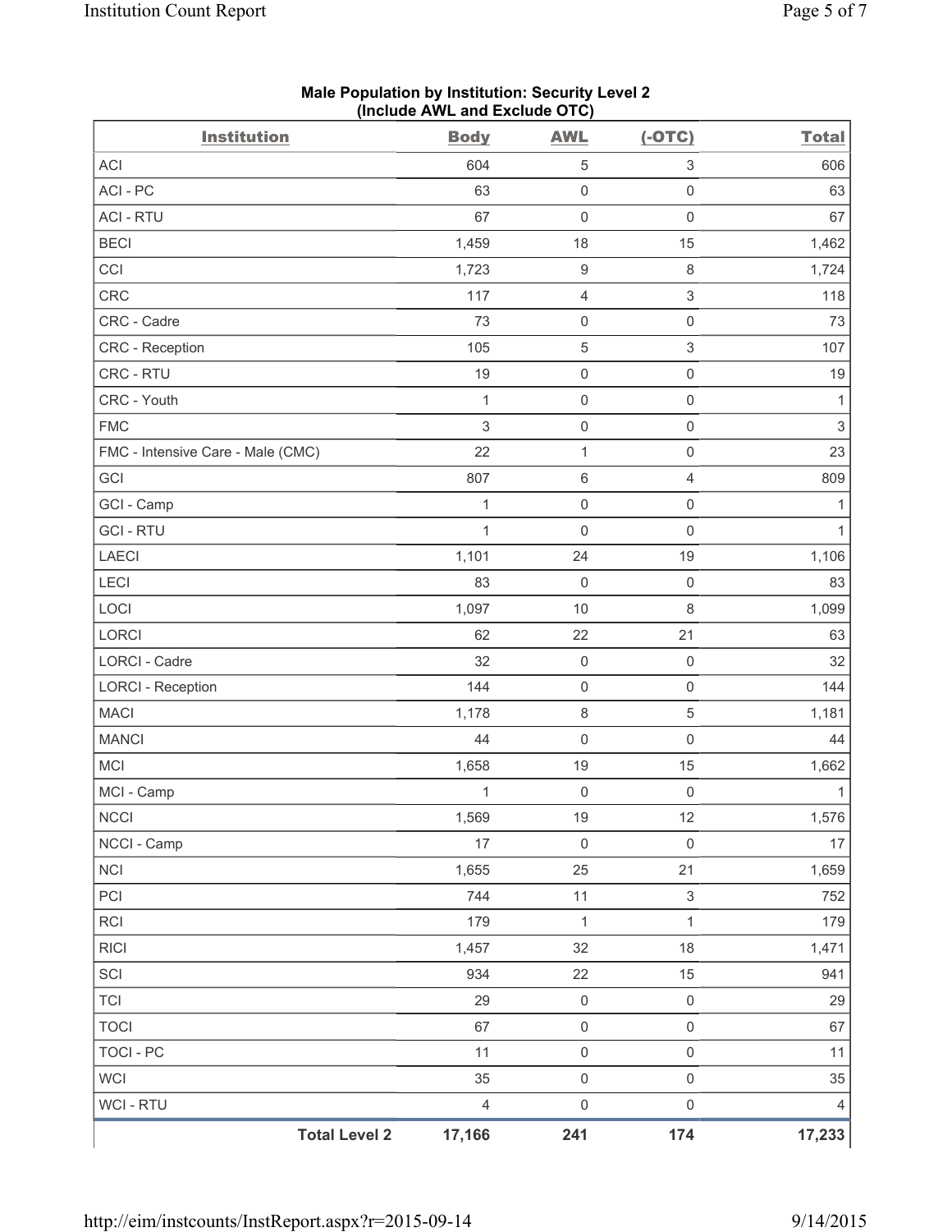**Male Population by Institution: Security Level 2**
**(Include AWL and Exclude OTC)**

| Institution | Body | AWL | (-OTC) | Total |
|---|---|---|---|---|
| ACI | 604 | 5 | 3 | 606 |
| ACI - PC | 63 | 0 | 0 | 63 |
| ACI - RTU | 67 | 0 | 0 | 67 |
| BECI | 1,459 | 18 | 15 | 1,462 |
| CCI | 1,723 | 9 | 8 | 1,724 |
| CRC | 117 | 4 | 3 | 118 |
| CRC - Cadre | 73 | 0 | 0 | 73 |
| CRC - Reception | 105 | 5 | 3 | 107 |
| CRC - RTU | 19 | 0 | 0 | 19 |
| CRC - Youth | 1 | 0 | 0 | 1 |
| FMC | 3 | 0 | 0 | 3 |
| FMC - Intensive Care - Male (CMC) | 22 | 1 | 0 | 23 |
| GCI | 807 | 6 | 4 | 809 |
| GCI - Camp | 1 | 0 | 0 | 1 |
| GCI - RTU | 1 | 0 | 0 | 1 |
| LAECI | 1,101 | 24 | 19 | 1,106 |
| LECI | 83 | 0 | 0 | 83 |
| LOCI | 1,097 | 10 | 8 | 1,099 |
| LORCI | 62 | 22 | 21 | 63 |
| LORCI - Cadre | 32 | 0 | 0 | 32 |
| LORCI - Reception | 144 | 0 | 0 | 144 |
| MACI | 1,178 | 8 | 5 | 1,181 |
| MANCI | 44 | 0 | 0 | 44 |
| MCI | 1,658 | 19 | 15 | 1,662 |
| MCI - Camp | 1 | 0 | 0 | 1 |
| NCCI | 1,569 | 19 | 12 | 1,576 |
| NCCI - Camp | 17 | 0 | 0 | 17 |
| NCI | 1,655 | 25 | 21 | 1,659 |
| PCI | 744 | 11 | 3 | 752 |
| RCI | 179 | 1 | 1 | 179 |
| RICI | 1,457 | 32 | 18 | 1,471 |
| SCI | 934 | 22 | 15 | 941 |
| TCI | 29 | 0 | 0 | 29 |
| TOCI | 67 | 0 | 0 | 67 |
| TOCI - PC | 11 | 0 | 0 | 11 |
| WCI | 35 | 0 | 0 | 35 |
| WCI - RTU | 4 | 0 | 0 | 4 |
| **Total Level 2** | **17,166** | **241** | **174** | **17,233** |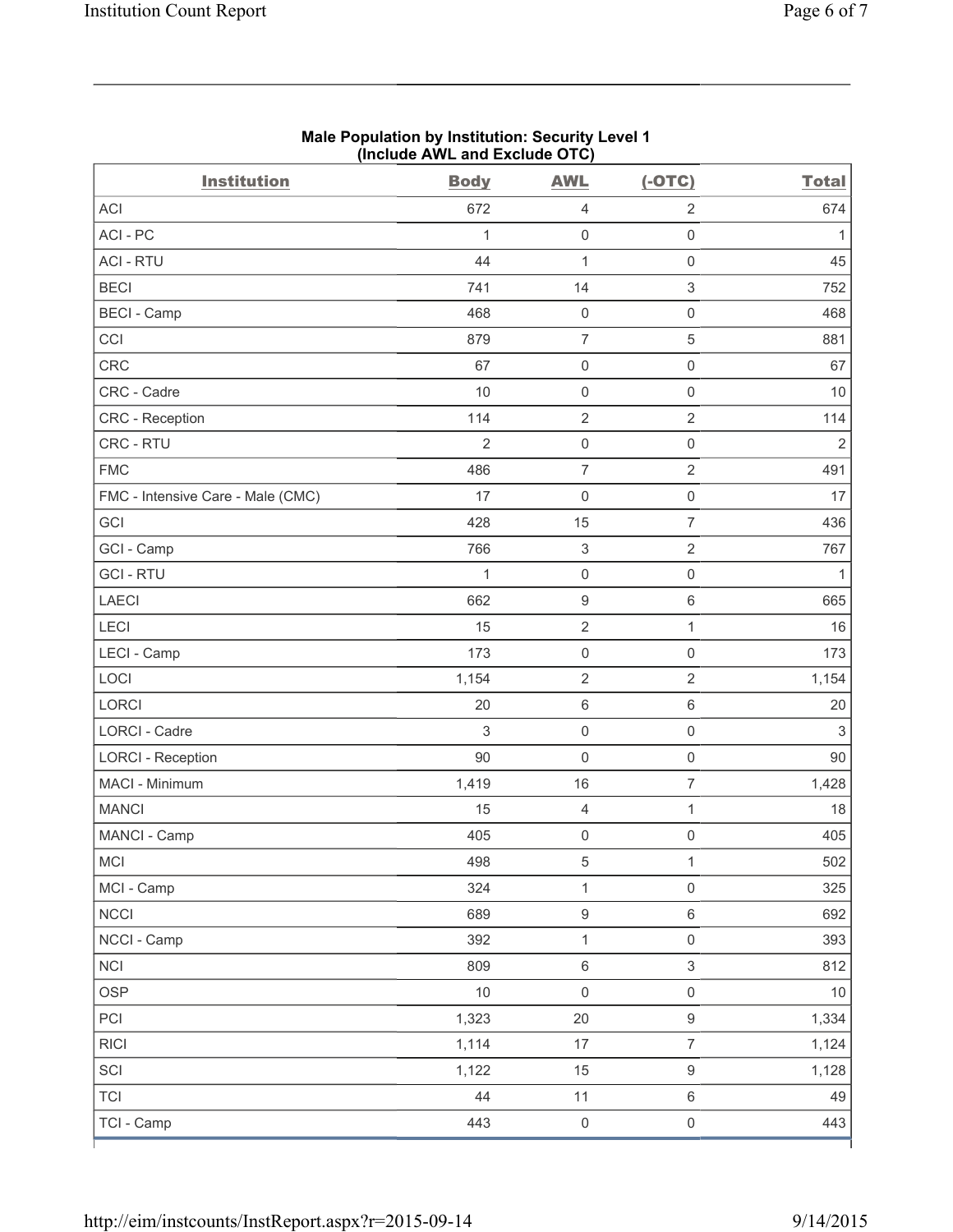**Male Population by Institution: Security Level 1 (Include AWL and Exclude OTC)**

| Institution | Body | AWL | (-OTC) | Total |
|---|---|---|---|---|
| ACI | 672 | 4 | 2 | 674 |
| ACI - PC | 1 | 0 | 0 | 1 |
| ACI - RTU | 44 | 1 | 0 | 45 |
| BECI | 741 | 14 | 3 | 752 |
| BECI - Camp | 468 | 0 | 0 | 468 |
| CCI | 879 | 7 | 5 | 881 |
| CRC | 67 | 0 | 0 | 67 |
| CRC - Cadre | 10 | 0 | 0 | 10 |
| CRC - Reception | 114 | 2 | 2 | 114 |
| CRC - RTU | 2 | 0 | 0 | 2 |
| FMC | 486 | 7 | 2 | 491 |
| FMC - Intensive Care - Male (CMC) | 17 | 0 | 0 | 17 |
| GCI | 428 | 15 | 7 | 436 |
| GCI - Camp | 766 | 3 | 2 | 767 |
| GCI - RTU | 1 | 0 | 0 | 1 |
| LAECI | 662 | 9 | 6 | 665 |
| LECI | 15 | 2 | 1 | 16 |
| LECI - Camp | 173 | 0 | 0 | 173 |
| LOCI | 1,154 | 2 | 2 | 1,154 |
| LORCI | 20 | 6 | 6 | 20 |
| LORCI - Cadre | 3 | 0 | 0 | 3 |
| LORCI - Reception | 90 | 0 | 0 | 90 |
| MACI - Minimum | 1,419 | 16 | 7 | 1,428 |
| MANCI | 15 | 4 | 1 | 18 |
| MANCI - Camp | 405 | 0 | 0 | 405 |
| MCI | 498 | 5 | 1 | 502 |
| MCI - Camp | 324 | 1 | 0 | 325 |
| NCCI | 689 | 9 | 6 | 692 |
| NCCI - Camp | 392 | 1 | 0 | 393 |
| NCI | 809 | 6 | 3 | 812 |
| OSP | 10 | 0 | 0 | 10 |
| PCI | 1,323 | 20 | 9 | 1,334 |
| RICI | 1,114 | 17 | 7 | 1,124 |
| SCI | 1,122 | 15 | 9 | 1,128 |
| TCI | 44 | 11 | 6 | 49 |
| TCI - Camp | 443 | 0 | 0 | 443 |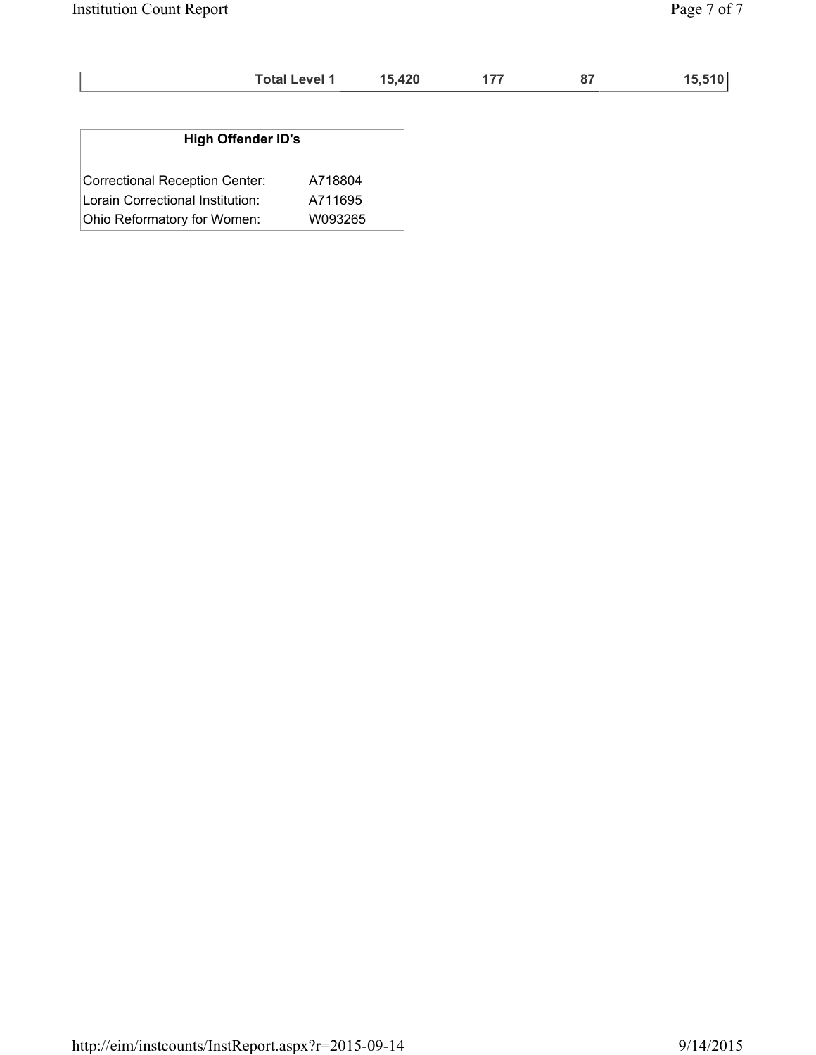| | | | | |
|---|---|---|---|---|
| **Total Level 1** | **15,420** | **177** | **87** | **15,510** |

| **High Offender ID's** | |
|---|---|
| Correctional Reception Center: | A718804 |
| Lorain Correctional Institution: | A711695 |
| Ohio Reformatory for Women: | W093265 |